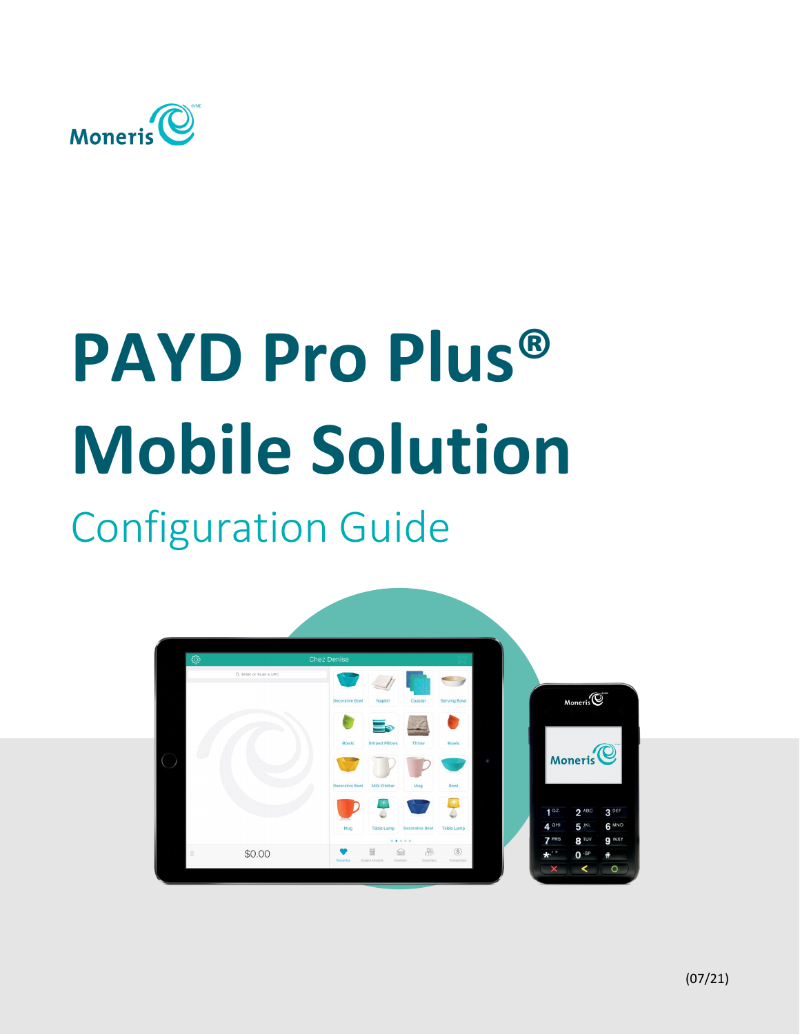# PAYD Pro Plus® Mobile Solution

## Configuration Guide

(07/21)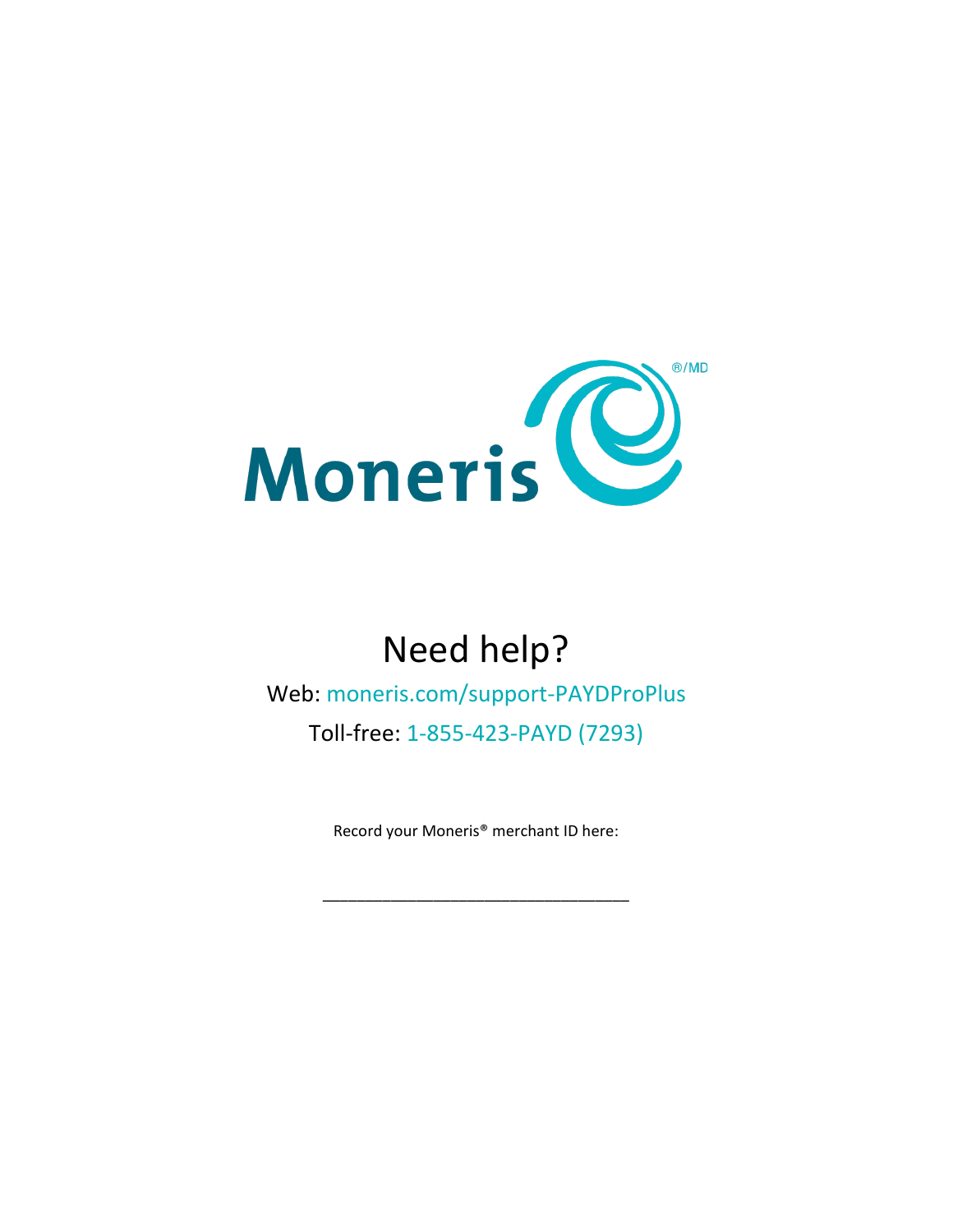# Need help?

Web: moneris.com/support-PAYDProPlus

Toll-free: 1-855-423-PAYD (7293)

Record your Moneris® merchant ID here:

\_\_\_\_\_\_\_\_\_\_\_\_\_\_\_\_\_\_\_\_\_\_\_\_\_\_\_\_\_\_\_\_\_\_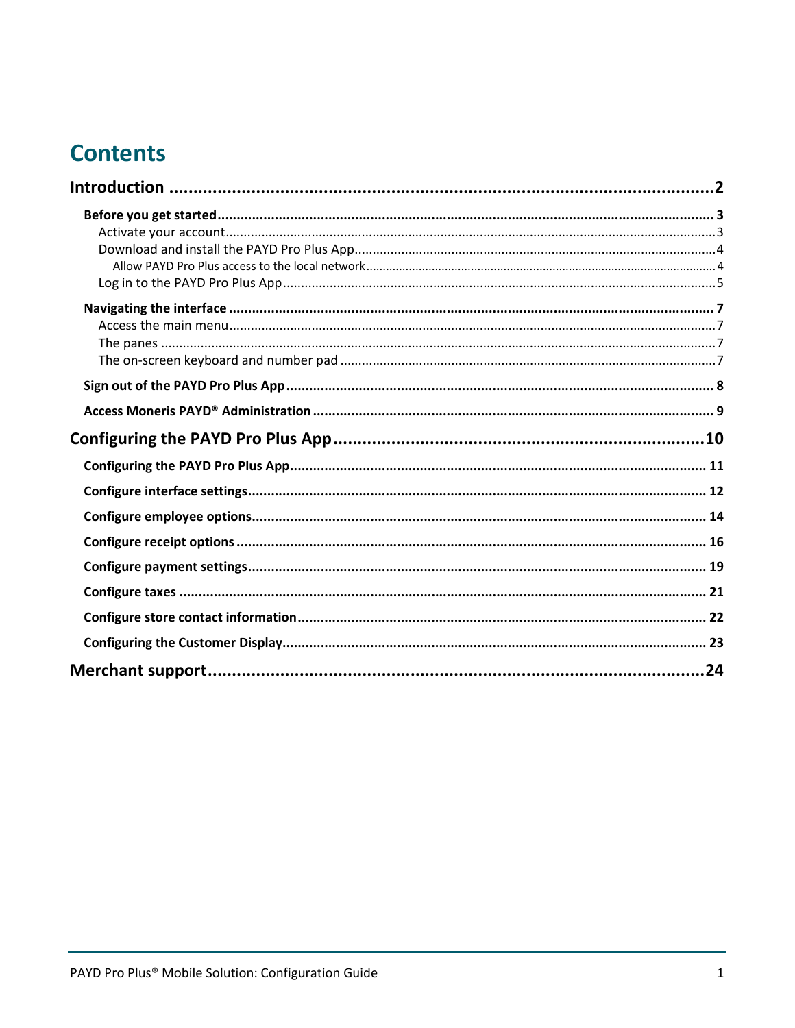# Contents

**Introduction ........................................................................................................ 2**

- **Before you get started ........................................................................................ 3**
  - Activate your account ........................................................................................ 3
  - Download and install the PAYD Pro Plus App ........................................................ 4
    - Allow PAYD Pro Plus access to the local network ................................................ 4
  - Log in to the PAYD Pro Plus App ........................................................................ 5
- **Navigating the interface ...................................................................................... 7**
  - Access the main menu ........................................................................................ 7
  - The panes ......................................................................................................... 7
  - The on-screen keyboard and number pad .............................................................. 7
- **Sign out of the PAYD Pro Plus App ....................................................................... 8**
- **Access Moneris PAYD® Administration .................................................................. 9**

**Configuring the PAYD Pro Plus App ........................................................................ 10**

- **Configuring the PAYD Pro Plus App ...................................................................... 11**
- **Configure interface settings ................................................................................. 12**
- **Configure employee options ................................................................................. 14**
- **Configure receipt options .................................................................................... 16**
- **Configure payment settings .................................................................................. 19**
- **Configure taxes .................................................................................................. 21**
- **Configure store contact information ...................................................................... 22**
- **Configuring the Customer Display ......................................................................... 23**

**Merchant support ................................................................................................. 24**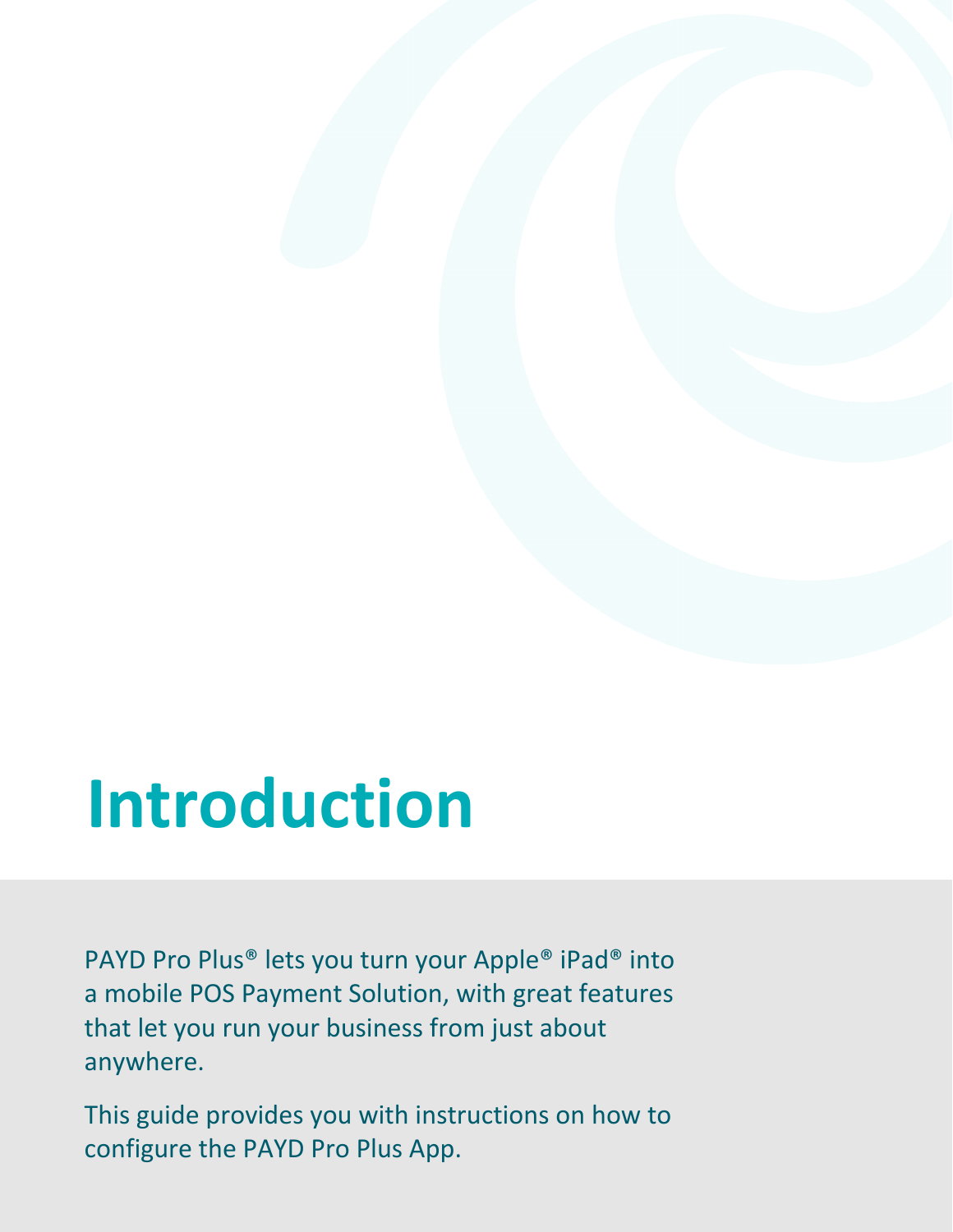# Introduction

PAYD Pro Plus® lets you turn your Apple® iPad® into a mobile POS Payment Solution, with great features that let you run your business from just about anywhere.

This guide provides you with instructions on how to configure the PAYD Pro Plus App.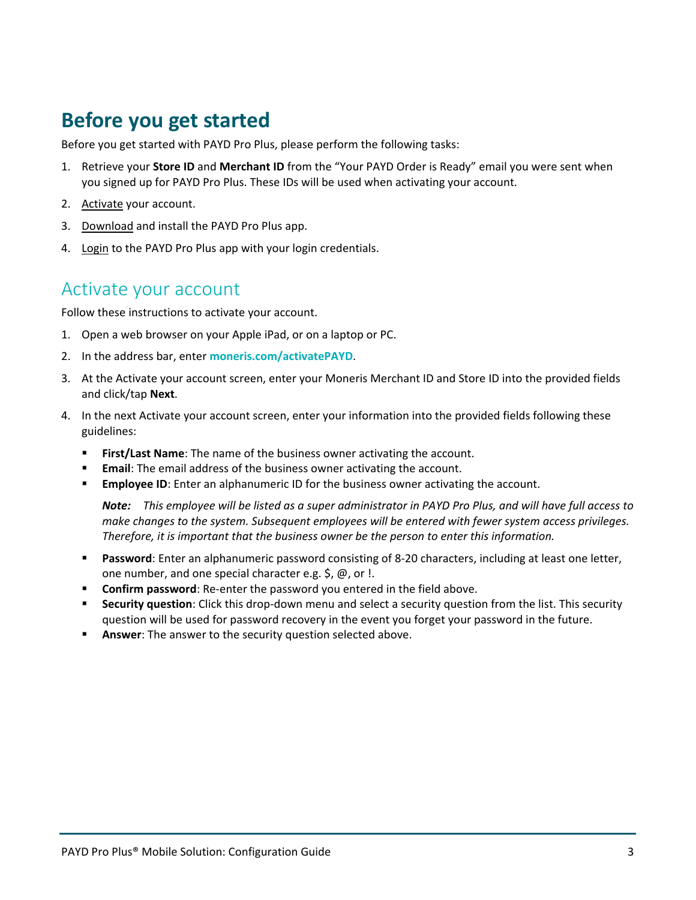# Before you get started

Before you get started with PAYD Pro Plus, please perform the following tasks:

1. Retrieve your **Store ID** and **Merchant ID** from the "Your PAYD Order is Ready" email you were sent when you signed up for PAYD Pro Plus. These IDs will be used when activating your account.
2. Activate your account.
3. Download and install the PAYD Pro Plus app.
4. Login to the PAYD Pro Plus app with your login credentials.

## Activate your account

Follow these instructions to activate your account.

1. Open a web browser on your Apple iPad, or on a laptop or PC.
2. In the address bar, enter **moneris.com/activatePAYD**.
3. At the Activate your account screen, enter your Moneris Merchant ID and Store ID into the provided fields and click/tap **Next**.
4. In the next Activate your account screen, enter your information into the provided fields following these guidelines:
   - **First/Last Name**: The name of the business owner activating the account.
   - **Email**: The email address of the business owner activating the account.
   - **Employee ID**: Enter an alphanumeric ID for the business owner activating the account.

     ***Note:*** *This employee will be listed as a super administrator in PAYD Pro Plus, and will have full access to make changes to the system. Subsequent employees will be entered with fewer system access privileges. Therefore, it is important that the business owner be the person to enter this information.*

   - **Password**: Enter an alphanumeric password consisting of 8-20 characters, including at least one letter, one number, and one special character e.g. $, @, or !.
   - **Confirm password**: Re-enter the password you entered in the field above.
   - **Security question**: Click this drop-down menu and select a security question from the list. This security question will be used for password recovery in the event you forget your password in the future.
   - **Answer**: The answer to the security question selected above.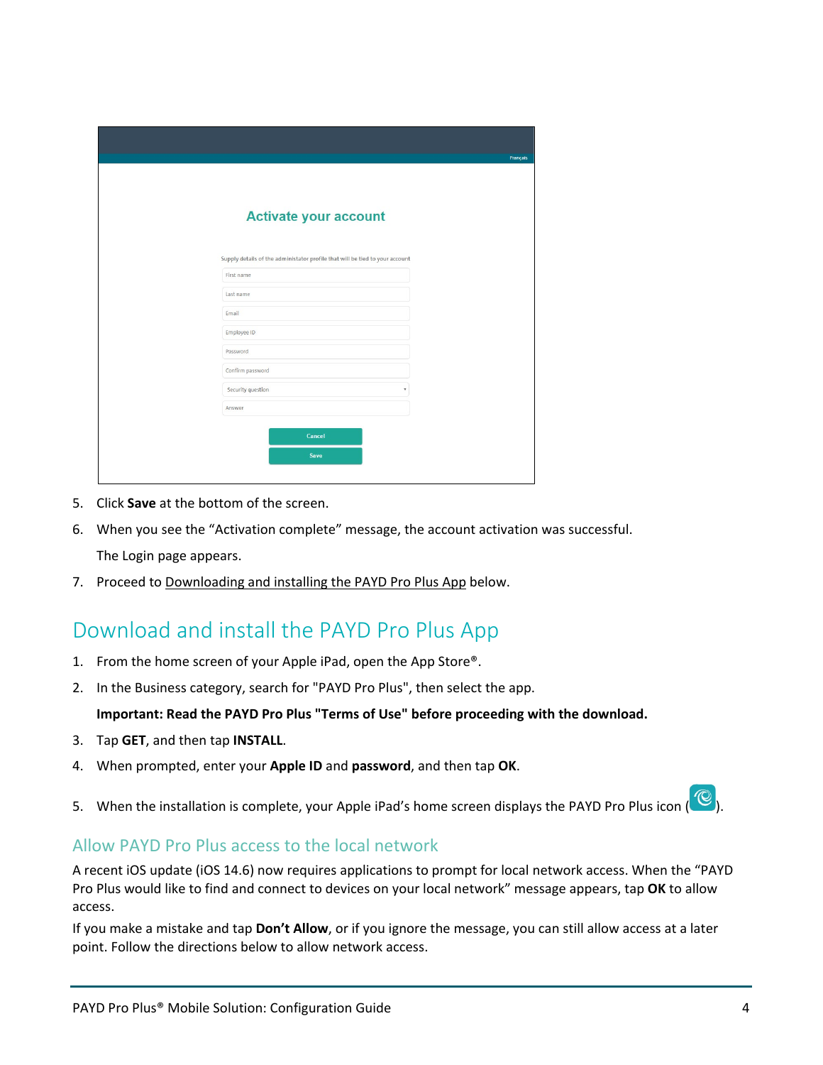5. Click **Save** at the bottom of the screen.
6. When you see the "Activation complete" message, the account activation was successful.

   The Login page appears.
7. Proceed to Downloading and installing the PAYD Pro Plus App below.

## Download and install the PAYD Pro Plus App

1. From the home screen of your Apple iPad, open the App Store®.
2. In the Business category, search for "PAYD Pro Plus", then select the app.

   **Important: Read the PAYD Pro Plus "Terms of Use" before proceeding with the download.**
3. Tap **GET**, and then tap **INSTALL**.
4. When prompted, enter your **Apple ID** and **password**, and then tap **OK**.
5. When the installation is complete, your Apple iPad's home screen displays the PAYD Pro Plus icon ( ).

### Allow PAYD Pro Plus access to the local network

A recent iOS update (iOS 14.6) now requires applications to prompt for local network access. When the "PAYD Pro Plus would like to find and connect to devices on your local network" message appears, tap **OK** to allow access.

If you make a mistake and tap **Don't Allow**, or if you ignore the message, you can still allow access at a later point. Follow the directions below to allow network access.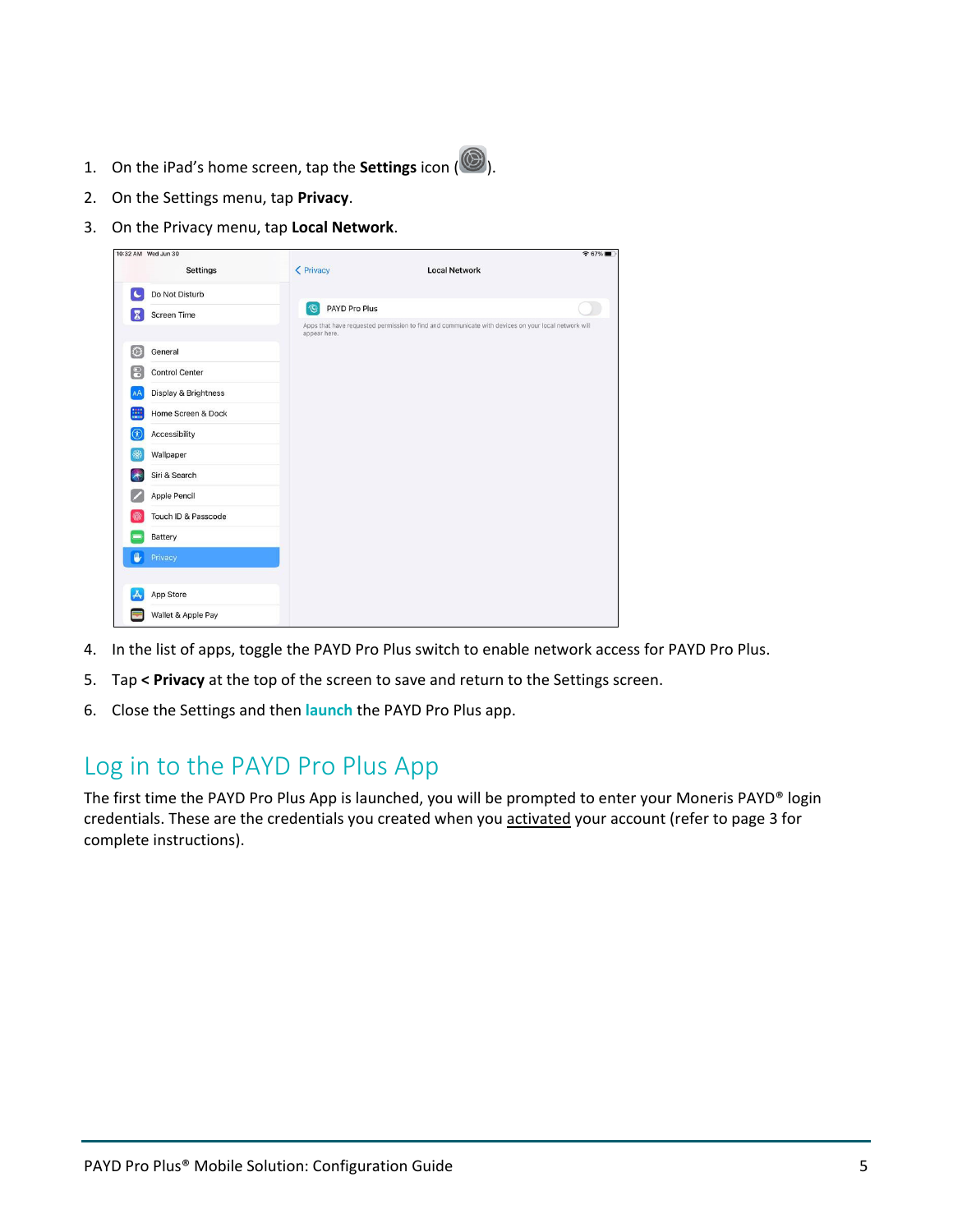1. On the iPad's home screen, tap the **Settings** icon ( ).
2. On the Settings menu, tap **Privacy**.
3. On the Privacy menu, tap **Local Network**.
4. In the list of apps, toggle the PAYD Pro Plus switch to enable network access for PAYD Pro Plus.
5. Tap **< Privacy** at the top of the screen to save and return to the Settings screen.
6. Close the Settings and then **launch** the PAYD Pro Plus app.

## Log in to the PAYD Pro Plus App

The first time the PAYD Pro Plus App is launched, you will be prompted to enter your Moneris PAYD® login credentials. These are the credentials you created when you activated your account (refer to page 3 for complete instructions).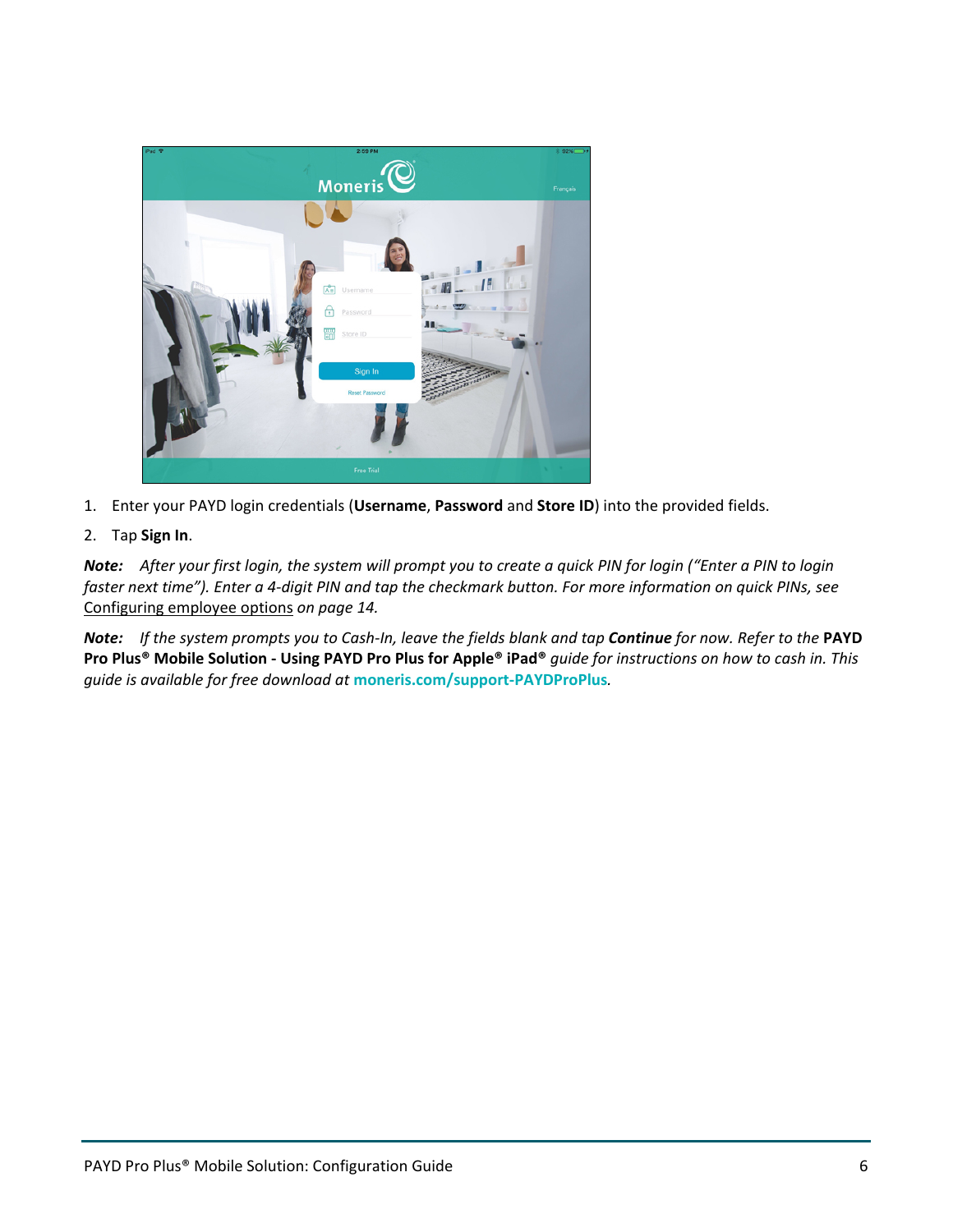1. Enter your PAYD login credentials (**Username**, **Password** and **Store ID**) into the provided fields.
2. Tap **Sign In**.

***Note:*** *After your first login, the system will prompt you to create a quick PIN for login ("Enter a PIN to login faster next time"). Enter a 4-digit PIN and tap the checkmark button. For more information on quick PINs, see* Configuring employee options *on page 14.*

***Note:*** *If the system prompts you to Cash-In, leave the fields blank and tap **Continue** for now. Refer to the* **PAYD Pro Plus® Mobile Solution - Using PAYD Pro Plus for Apple® iPad®** *guide for instructions on how to cash in. This guide is available for free download at* **moneris.com/support-PAYDProPlus**.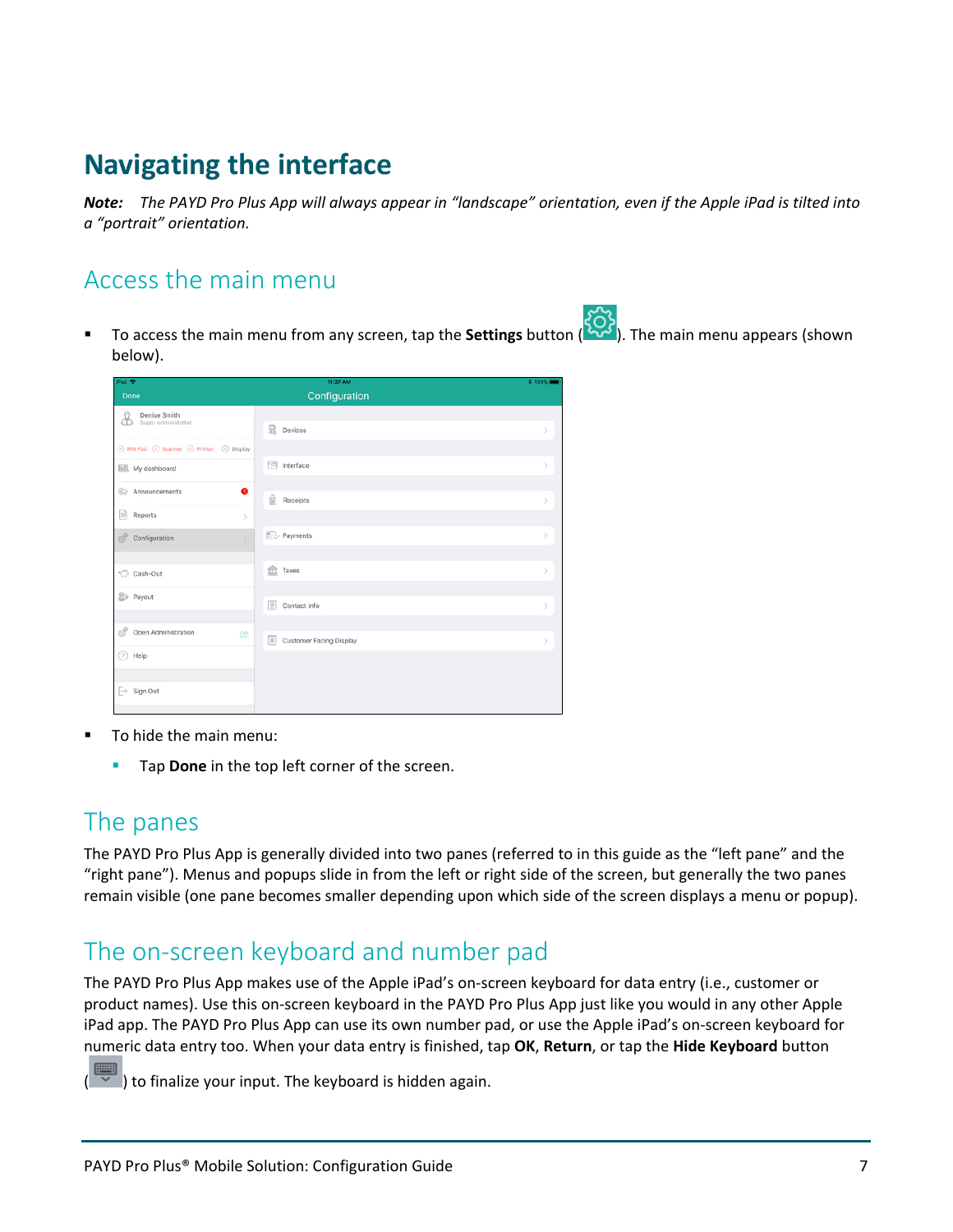# Navigating the interface

***Note:*** *The PAYD Pro Plus App will always appear in "landscape" orientation, even if the Apple iPad is tilted into a "portrait" orientation.*

## Access the main menu

- To access the main menu from any screen, tap the **Settings** button ( ). The main menu appears (shown below).

- To hide the main menu:
  - Tap **Done** in the top left corner of the screen.

## The panes

The PAYD Pro Plus App is generally divided into two panes (referred to in this guide as the "left pane" and the "right pane"). Menus and popups slide in from the left or right side of the screen, but generally the two panes remain visible (one pane becomes smaller depending upon which side of the screen displays a menu or popup).

## The on-screen keyboard and number pad

The PAYD Pro Plus App makes use of the Apple iPad's on-screen keyboard for data entry (i.e., customer or product names). Use this on-screen keyboard in the PAYD Pro Plus App just like you would in any other Apple iPad app. The PAYD Pro Plus App can use its own number pad, or use the Apple iPad's on-screen keyboard for numeric data entry too. When your data entry is finished, tap **OK**, **Return**, or tap the **Hide Keyboard** button ( ) to finalize your input. The keyboard is hidden again.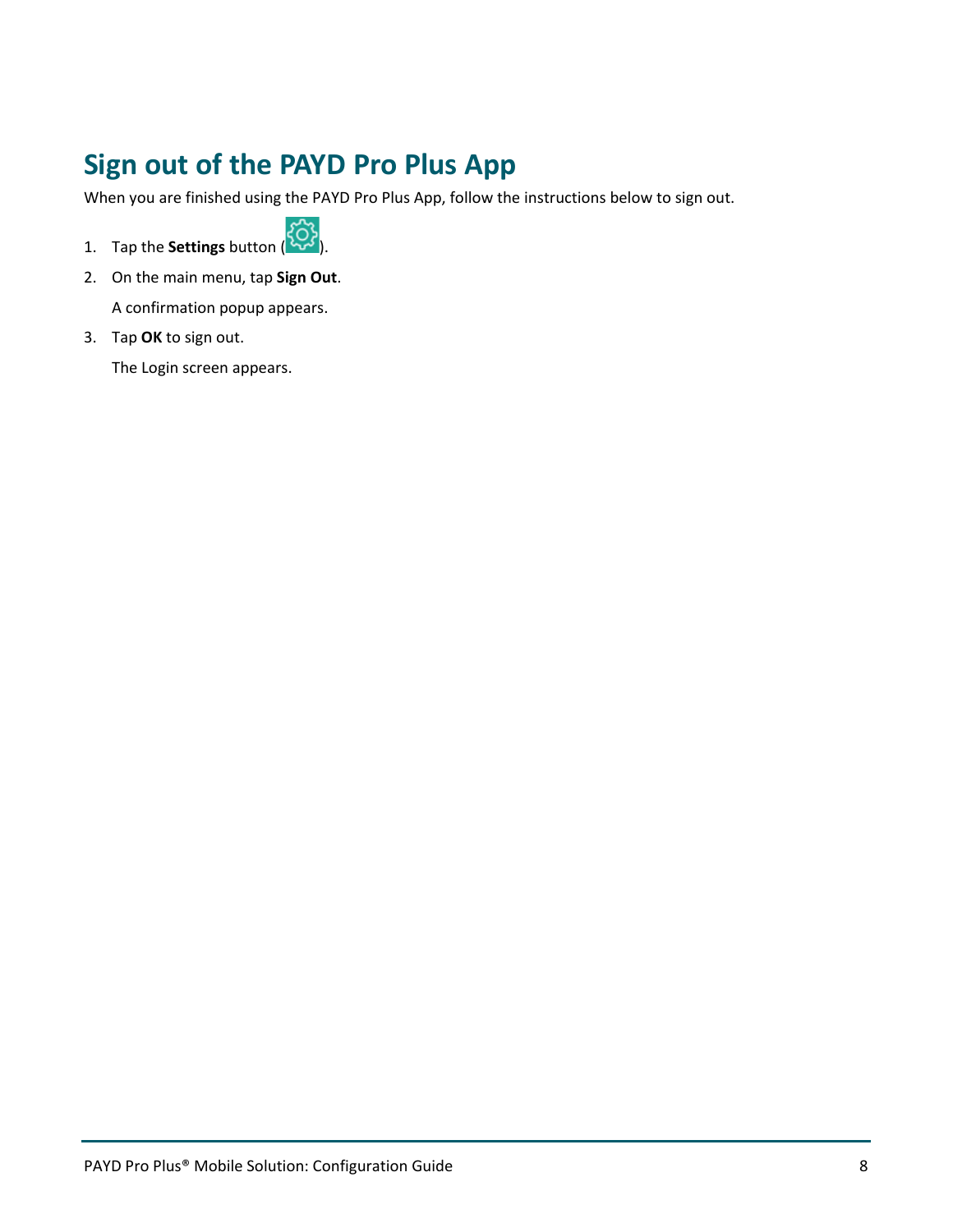# Sign out of the PAYD Pro Plus App

When you are finished using the PAYD Pro Plus App, follow the instructions below to sign out.

1. Tap the **Settings** button ( ).
2. On the main menu, tap **Sign Out**.

   A confirmation popup appears.
3. Tap **OK** to sign out.

   The Login screen appears.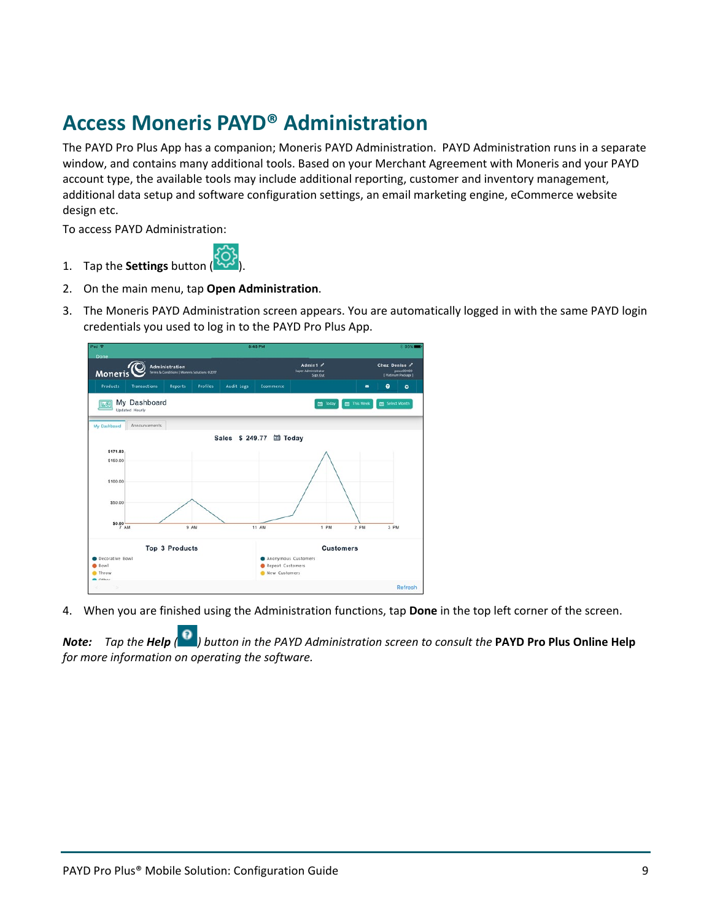# Access Moneris PAYD® Administration

The PAYD Pro Plus App has a companion; Moneris PAYD Administration. PAYD Administration runs in a separate window, and contains many additional tools. Based on your Merchant Agreement with Moneris and your PAYD account type, the available tools may include additional reporting, customer and inventory management, additional data setup and software configuration settings, an email marketing engine, eCommerce website design etc.

To access PAYD Administration:

1. Tap the **Settings** button ( ).
2. On the main menu, tap **Open Administration**.
3. The Moneris PAYD Administration screen appears. You are automatically logged in with the same PAYD login credentials you used to log in to the PAYD Pro Plus App.
4. When you are finished using the Administration functions, tap **Done** in the top left corner of the screen.

***Note:*** *Tap the* ***Help*** *( ) button in the PAYD Administration screen to consult the* **PAYD Pro Plus Online Help** *for more information on operating the software.*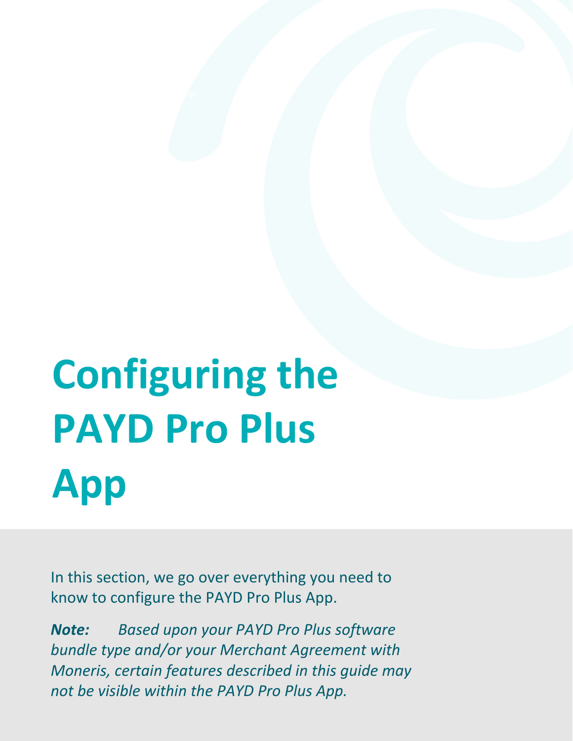# Configuring the PAYD Pro Plus App

In this section, we go over everything you need to know to configure the PAYD Pro Plus App.

***Note:*** *Based upon your PAYD Pro Plus software bundle type and/or your Merchant Agreement with Moneris, certain features described in this guide may not be visible within the PAYD Pro Plus App.*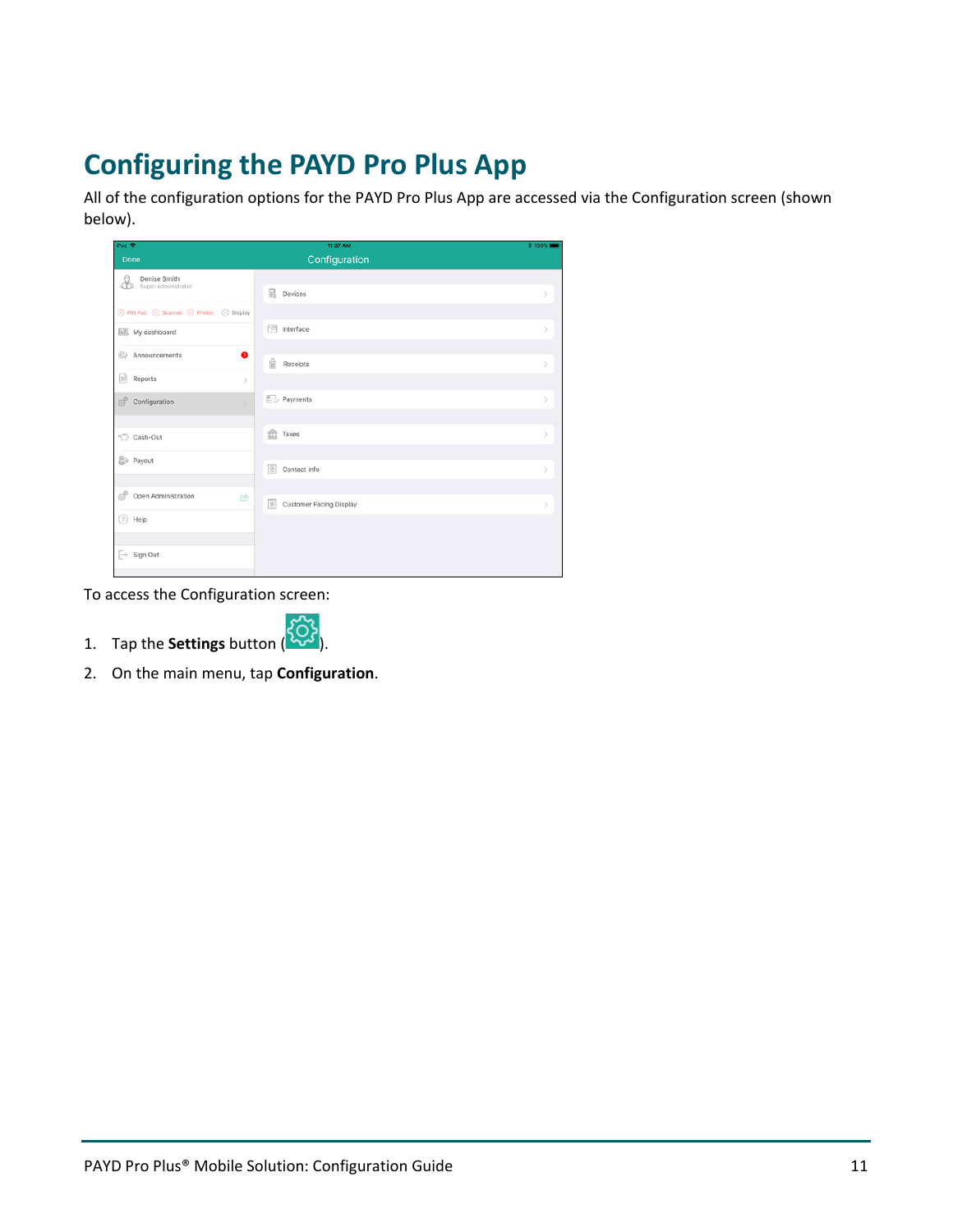# Configuring the PAYD Pro Plus App

All of the configuration options for the PAYD Pro Plus App are accessed via the Configuration screen (shown below).

To access the Configuration screen:

1. Tap the **Settings** button ( ).
2. On the main menu, tap **Configuration**.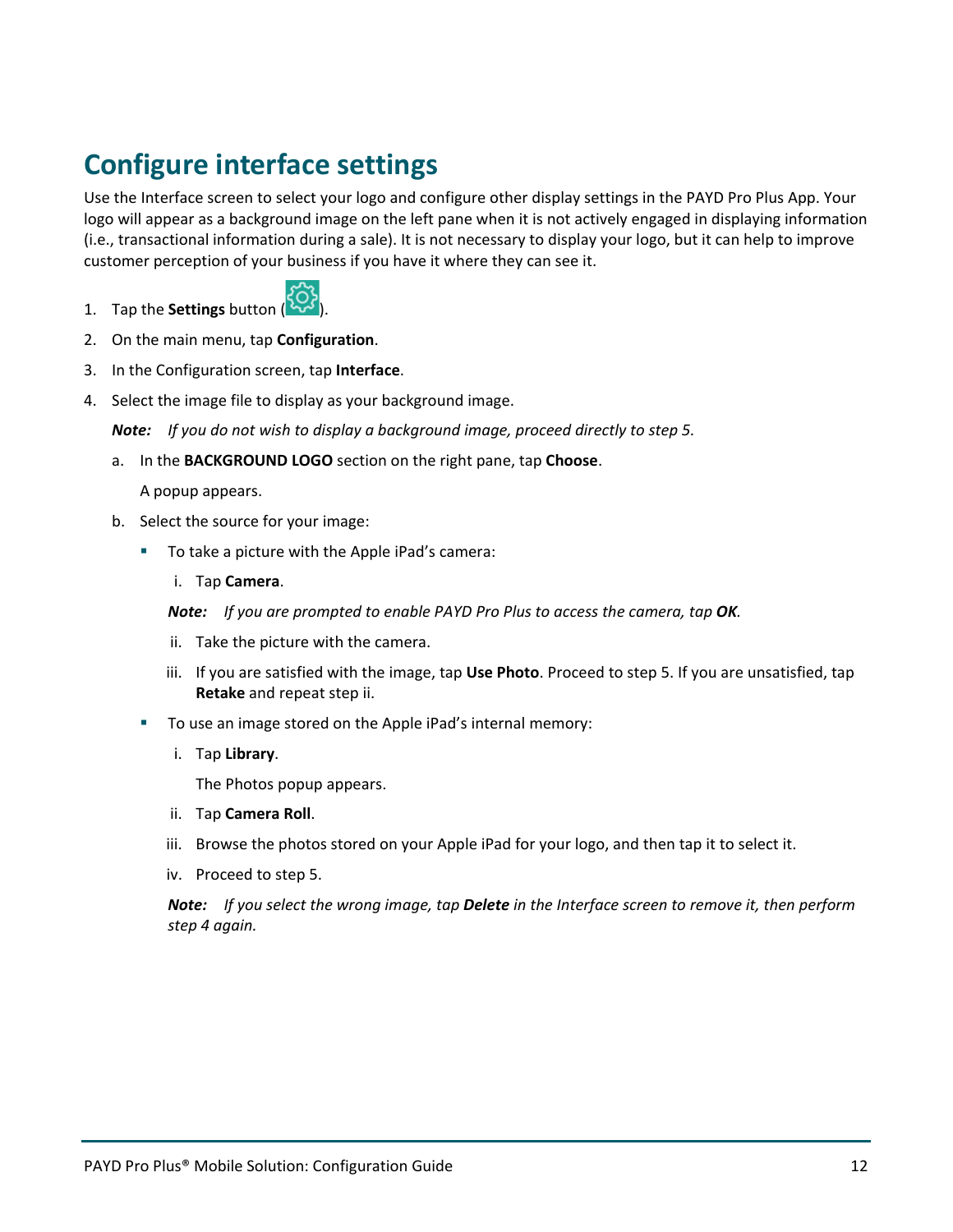# Configure interface settings

Use the Interface screen to select your logo and configure other display settings in the PAYD Pro Plus App. Your logo will appear as a background image on the left pane when it is not actively engaged in displaying information (i.e., transactional information during a sale). It is not necessary to display your logo, but it can help to improve customer perception of your business if you have it where they can see it.

1. Tap the **Settings** button ( ).
2. On the main menu, tap **Configuration**.
3. In the Configuration screen, tap **Interface**.
4. Select the image file to display as your background image.

   ***Note:*** *If you do not wish to display a background image, proceed directly to step 5.*

   a. In the **BACKGROUND LOGO** section on the right pane, tap **Choose**.

      A popup appears.

   b. Select the source for your image:

      - To take a picture with the Apple iPad's camera:

        i. Tap **Camera**.

        ***Note:*** *If you are prompted to enable PAYD Pro Plus to access the camera, tap **OK**.*

        ii. Take the picture with the camera.

        iii. If you are satisfied with the image, tap **Use Photo**. Proceed to step 5. If you are unsatisfied, tap **Retake** and repeat step ii.

      - To use an image stored on the Apple iPad's internal memory:

        i. Tap **Library**.

           The Photos popup appears.

        ii. Tap **Camera Roll**.

        iii. Browse the photos stored on your Apple iPad for your logo, and then tap it to select it.

        iv. Proceed to step 5.

        ***Note:*** *If you select the wrong image, tap **Delete** in the Interface screen to remove it, then perform step 4 again.*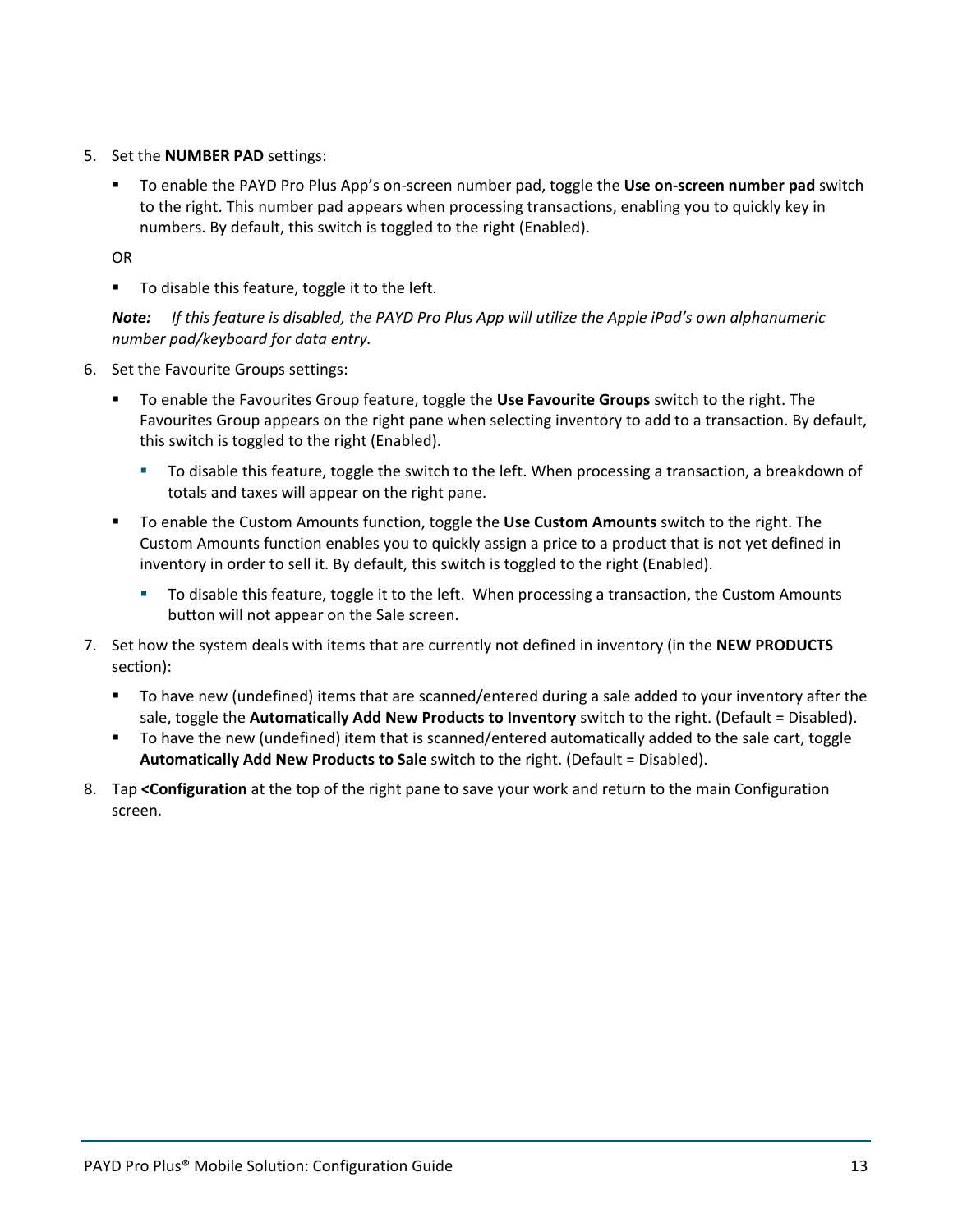5. Set the **NUMBER PAD** settings:

   - To enable the PAYD Pro Plus App's on-screen number pad, toggle the **Use on-screen number pad** switch to the right. This number pad appears when processing transactions, enabling you to quickly key in numbers. By default, this switch is toggled to the right (Enabled).

   OR

   - To disable this feature, toggle it to the left.

   ***Note:*** *If this feature is disabled, the PAYD Pro Plus App will utilize the Apple iPad's own alphanumeric number pad/keyboard for data entry.*

6. Set the Favourite Groups settings:

   - To enable the Favourites Group feature, toggle the **Use Favourite Groups** switch to the right. The Favourites Group appears on the right pane when selecting inventory to add to a transaction. By default, this switch is toggled to the right (Enabled).
     - To disable this feature, toggle the switch to the left. When processing a transaction, a breakdown of totals and taxes will appear on the right pane.
   - To enable the Custom Amounts function, toggle the **Use Custom Amounts** switch to the right. The Custom Amounts function enables you to quickly assign a price to a product that is not yet defined in inventory in order to sell it. By default, this switch is toggled to the right (Enabled).
     - To disable this feature, toggle it to the left. When processing a transaction, the Custom Amounts button will not appear on the Sale screen.

7. Set how the system deals with items that are currently not defined in inventory (in the **NEW PRODUCTS** section):

   - To have new (undefined) items that are scanned/entered during a sale added to your inventory after the sale, toggle the **Automatically Add New Products to Inventory** switch to the right. (Default = Disabled).
   - To have the new (undefined) item that is scanned/entered automatically added to the sale cart, toggle **Automatically Add New Products to Sale** switch to the right. (Default = Disabled).

8. Tap **<Configuration** at the top of the right pane to save your work and return to the main Configuration screen.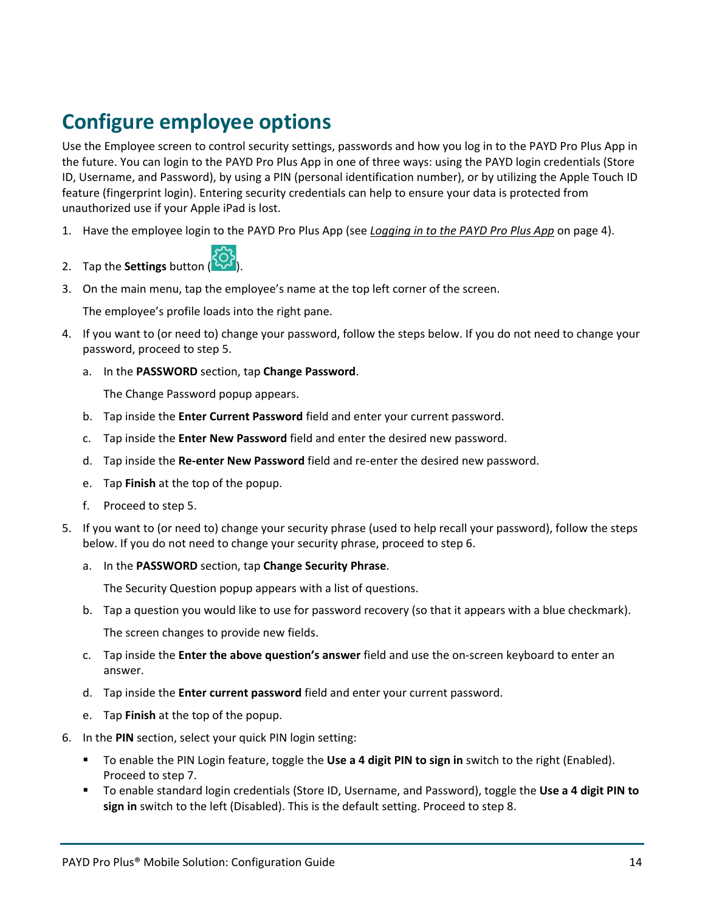# Configure employee options

Use the Employee screen to control security settings, passwords and how you log in to the PAYD Pro Plus App in the future. You can login to the PAYD Pro Plus App in one of three ways: using the PAYD login credentials (Store ID, Username, and Password), by using a PIN (personal identification number), or by utilizing the Apple Touch ID feature (fingerprint login). Entering security credentials can help to ensure your data is protected from unauthorized use if your Apple iPad is lost.

1. Have the employee login to the PAYD Pro Plus App (see *Logging in to the PAYD Pro Plus App* on page 4).
2. Tap the **Settings** button ( ).
3. On the main menu, tap the employee's name at the top left corner of the screen.

   The employee's profile loads into the right pane.
4. If you want to (or need to) change your password, follow the steps below. If you do not need to change your password, proceed to step 5.
   a. In the **PASSWORD** section, tap **Change Password**.

      The Change Password popup appears.

   b. Tap inside the **Enter Current Password** field and enter your current password.

   c. Tap inside the **Enter New Password** field and enter the desired new password.

   d. Tap inside the **Re-enter New Password** field and re-enter the desired new password.

   e. Tap **Finish** at the top of the popup.

   f. Proceed to step 5.
5. If you want to (or need to) change your security phrase (used to help recall your password), follow the steps below. If you do not need to change your security phrase, proceed to step 6.
   a. In the **PASSWORD** section, tap **Change Security Phrase**.

      The Security Question popup appears with a list of questions.

   b. Tap a question you would like to use for password recovery (so that it appears with a blue checkmark).

      The screen changes to provide new fields.

   c. Tap inside the **Enter the above question's answer** field and use the on-screen keyboard to enter an answer.

   d. Tap inside the **Enter current password** field and enter your current password.

   e. Tap **Finish** at the top of the popup.
6. In the **PIN** section, select your quick PIN login setting:
   - To enable the PIN Login feature, toggle the **Use a 4 digit PIN to sign in** switch to the right (Enabled). Proceed to step 7.
   - To enable standard login credentials (Store ID, Username, and Password), toggle the **Use a 4 digit PIN to sign in** switch to the left (Disabled). This is the default setting. Proceed to step 8.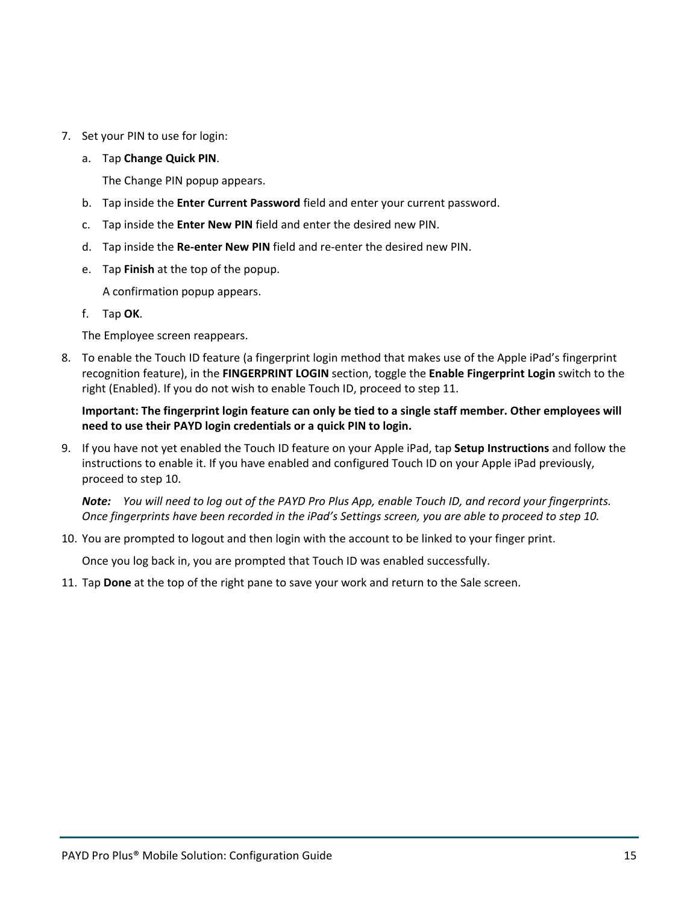7. Set your PIN to use for login:

   a. Tap **Change Quick PIN**.

      The Change PIN popup appears.

   b. Tap inside the **Enter Current Password** field and enter your current password.

   c. Tap inside the **Enter New PIN** field and enter the desired new PIN.

   d. Tap inside the **Re-enter New PIN** field and re-enter the desired new PIN.

   e. Tap **Finish** at the top of the popup.

      A confirmation popup appears.

   f. Tap **OK**.

   The Employee screen reappears.

8. To enable the Touch ID feature (a fingerprint login method that makes use of the Apple iPad's fingerprint recognition feature), in the **FINGERPRINT LOGIN** section, toggle the **Enable Fingerprint Login** switch to the right (Enabled). If you do not wish to enable Touch ID, proceed to step 11.

   **Important: The fingerprint login feature can only be tied to a single staff member. Other employees will need to use their PAYD login credentials or a quick PIN to login.**

9. If you have not yet enabled the Touch ID feature on your Apple iPad, tap **Setup Instructions** and follow the instructions to enable it. If you have enabled and configured Touch ID on your Apple iPad previously, proceed to step 10.

   ***Note:*** *You will need to log out of the PAYD Pro Plus App, enable Touch ID, and record your fingerprints. Once fingerprints have been recorded in the iPad's Settings screen, you are able to proceed to step 10.*

10. You are prompted to logout and then login with the account to be linked to your finger print.

    Once you log back in, you are prompted that Touch ID was enabled successfully.

11. Tap **Done** at the top of the right pane to save your work and return to the Sale screen.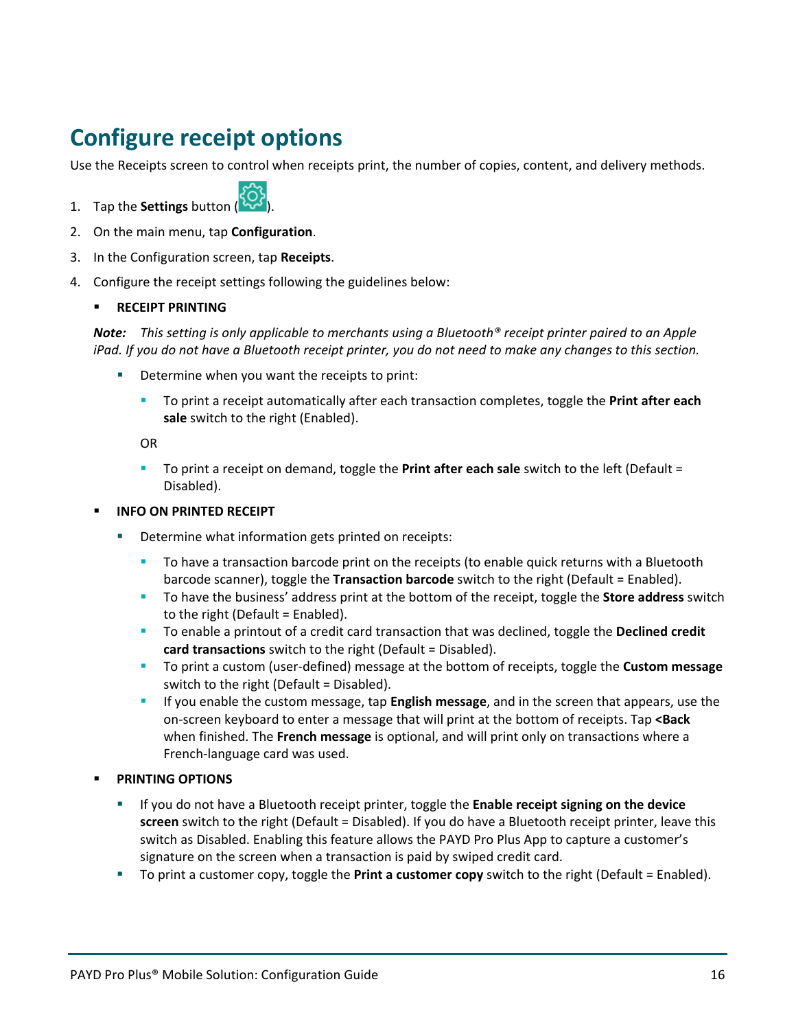# Configure receipt options

Use the Receipts screen to control when receipts print, the number of copies, content, and delivery methods.

1. Tap the **Settings** button ( ).
2. On the main menu, tap **Configuration**.
3. In the Configuration screen, tap **Receipts**.
4. Configure the receipt settings following the guidelines below:

   - **RECEIPT PRINTING**

   ***Note:*** *This setting is only applicable to merchants using a Bluetooth® receipt printer paired to an Apple iPad. If you do not have a Bluetooth receipt printer, you do not need to make any changes to this section.*

     - Determine when you want the receipts to print:
       - To print a receipt automatically after each transaction completes, toggle the **Print after each sale** switch to the right (Enabled).

       OR

       - To print a receipt on demand, toggle the **Print after each sale** switch to the left (Default = Disabled).

   - **INFO ON PRINTED RECEIPT**
     - Determine what information gets printed on receipts:
       - To have a transaction barcode print on the receipts (to enable quick returns with a Bluetooth barcode scanner), toggle the **Transaction barcode** switch to the right (Default = Enabled).
       - To have the business' address print at the bottom of the receipt, toggle the **Store address** switch to the right (Default = Enabled).
       - To enable a printout of a credit card transaction that was declined, toggle the **Declined credit card transactions** switch to the right (Default = Disabled).
       - To print a custom (user-defined) message at the bottom of receipts, toggle the **Custom message** switch to the right (Default = Disabled).
       - If you enable the custom message, tap **English message**, and in the screen that appears, use the on-screen keyboard to enter a message that will print at the bottom of receipts. Tap **<Back** when finished. The **French message** is optional, and will print only on transactions where a French-language card was used.

   - **PRINTING OPTIONS**
     - If you do not have a Bluetooth receipt printer, toggle the **Enable receipt signing on the device screen** switch to the right (Default = Disabled). If you do have a Bluetooth receipt printer, leave this switch as Disabled. Enabling this feature allows the PAYD Pro Plus App to capture a customer's signature on the screen when a transaction is paid by swiped credit card.
     - To print a customer copy, toggle the **Print a customer copy** switch to the right (Default = Enabled).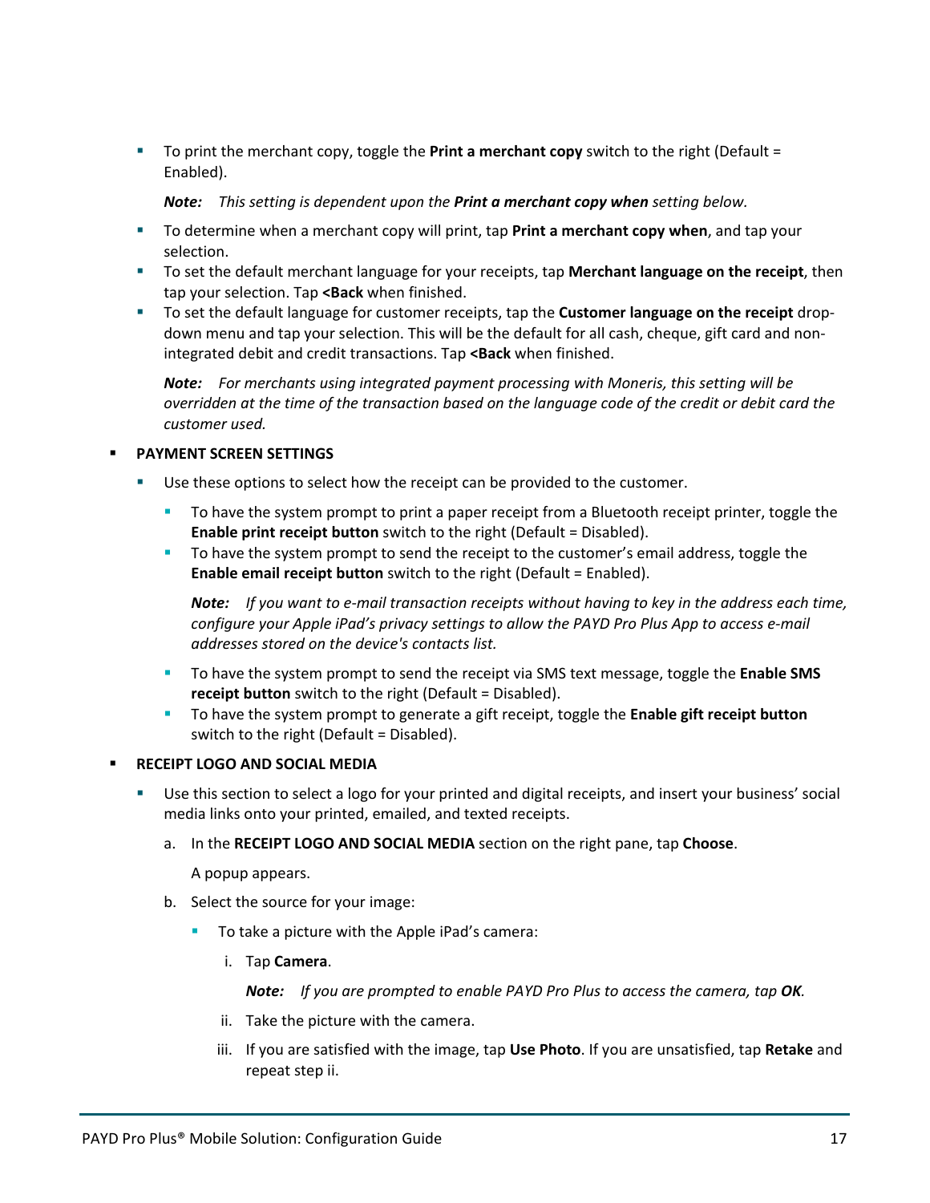- To print the merchant copy, toggle the **Print a merchant copy** switch to the right (Default = Enabled).

  ***Note:*** *This setting is dependent upon the **Print a merchant copy when** setting below.*

- To determine when a merchant copy will print, tap **Print a merchant copy when**, and tap your selection.
- To set the default merchant language for your receipts, tap **Merchant language on the receipt**, then tap your selection. Tap **<Back** when finished.
- To set the default language for customer receipts, tap the **Customer language on the receipt** drop-down menu and tap your selection. This will be the default for all cash, cheque, gift card and non-integrated debit and credit transactions. Tap **<Back** when finished.

  ***Note:*** *For merchants using integrated payment processing with Moneris, this setting will be overridden at the time of the transaction based on the language code of the credit or debit card the customer used.*

- **PAYMENT SCREEN SETTINGS**
  - Use these options to select how the receipt can be provided to the customer.
    - To have the system prompt to print a paper receipt from a Bluetooth receipt printer, toggle the **Enable print receipt button** switch to the right (Default = Disabled).
    - To have the system prompt to send the receipt to the customer's email address, toggle the **Enable email receipt button** switch to the right (Default = Enabled).

      ***Note:*** *If you want to e-mail transaction receipts without having to key in the address each time, configure your Apple iPad's privacy settings to allow the PAYD Pro Plus App to access e-mail addresses stored on the device's contacts list.*

    - To have the system prompt to send the receipt via SMS text message, toggle the **Enable SMS receipt button** switch to the right (Default = Disabled).
    - To have the system prompt to generate a gift receipt, toggle the **Enable gift receipt button** switch to the right (Default = Disabled).

- **RECEIPT LOGO AND SOCIAL MEDIA**
  - Use this section to select a logo for your printed and digital receipts, and insert your business' social media links onto your printed, emailed, and texted receipts.

    a. In the **RECEIPT LOGO AND SOCIAL MEDIA** section on the right pane, tap **Choose**.

       A popup appears.

    b. Select the source for your image:

       - To take a picture with the Apple iPad's camera:

         i. Tap **Camera**.

            ***Note:*** *If you are prompted to enable PAYD Pro Plus to access the camera, tap **OK**.*

         ii. Take the picture with the camera.

         iii. If you are satisfied with the image, tap **Use Photo**. If you are unsatisfied, tap **Retake** and repeat step ii.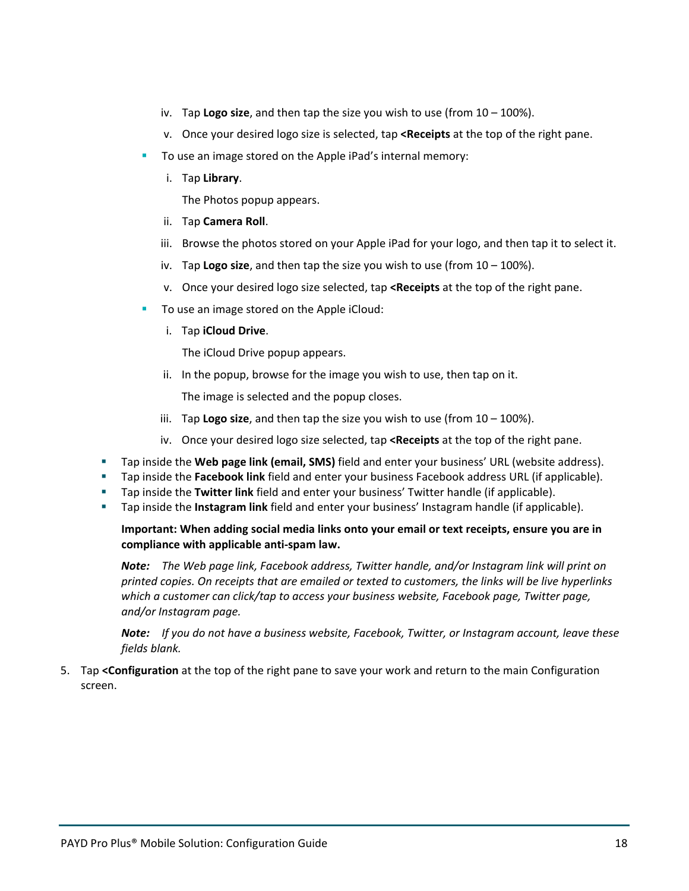iv. Tap **Logo size**, and then tap the size you wish to use (from 10 – 100%).

   v. Once your desired logo size is selected, tap **<Receipts** at the top of the right pane.

 - To use an image stored on the Apple iPad's internal memory:

   i. Tap **Library**.

      The Photos popup appears.

   ii. Tap **Camera Roll**.

   iii. Browse the photos stored on your Apple iPad for your logo, and then tap it to select it.

   iv. Tap **Logo size**, and then tap the size you wish to use (from 10 – 100%).

   v. Once your desired logo size selected, tap **<Receipts** at the top of the right pane.

 - To use an image stored on the Apple iCloud:

   i. Tap **iCloud Drive**.

      The iCloud Drive popup appears.

   ii. In the popup, browse for the image you wish to use, then tap on it.

      The image is selected and the popup closes.

   iii. Tap **Logo size**, and then tap the size you wish to use (from 10 – 100%).

   iv. Once your desired logo size selected, tap **<Receipts** at the top of the right pane.

- Tap inside the **Web page link (email, SMS)** field and enter your business' URL (website address).
- Tap inside the **Facebook link** field and enter your business Facebook address URL (if applicable).
- Tap inside the **Twitter link** field and enter your business' Twitter handle (if applicable).
- Tap inside the **Instagram link** field and enter your business' Instagram handle (if applicable).

  **Important: When adding social media links onto your email or text receipts, ensure you are in compliance with applicable anti-spam law.**

  ***Note:*** *The Web page link, Facebook address, Twitter handle, and/or Instagram link will print on printed copies. On receipts that are emailed or texted to customers, the links will be live hyperlinks which a customer can click/tap to access your business website, Facebook page, Twitter page, and/or Instagram page.*

  ***Note:*** *If you do not have a business website, Facebook, Twitter, or Instagram account, leave these fields blank.*

5. Tap **<Configuration** at the top of the right pane to save your work and return to the main Configuration screen.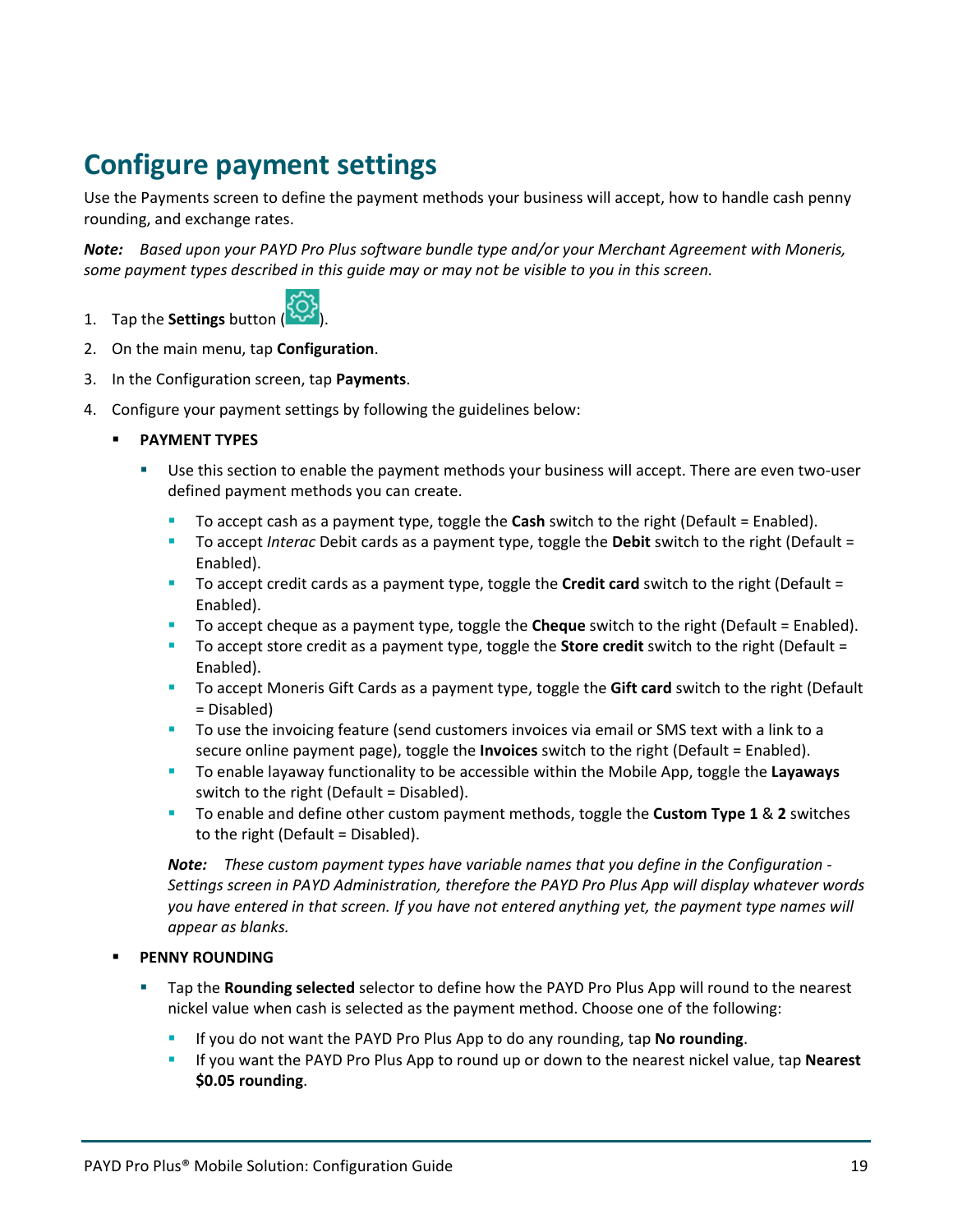# Configure payment settings

Use the Payments screen to define the payment methods your business will accept, how to handle cash penny rounding, and exchange rates.

***Note:*** *Based upon your PAYD Pro Plus software bundle type and/or your Merchant Agreement with Moneris, some payment types described in this guide may or may not be visible to you in this screen.*

1. Tap the **Settings** button ( ).
2. On the main menu, tap **Configuration**.
3. In the Configuration screen, tap **Payments**.
4. Configure your payment settings by following the guidelines below:
   - **PAYMENT TYPES**
     - Use this section to enable the payment methods your business will accept. There are even two-user defined payment methods you can create.
       - To accept cash as a payment type, toggle the **Cash** switch to the right (Default = Enabled).
       - To accept *Interac* Debit cards as a payment type, toggle the **Debit** switch to the right (Default = Enabled).
       - To accept credit cards as a payment type, toggle the **Credit card** switch to the right (Default = Enabled).
       - To accept cheque as a payment type, toggle the **Cheque** switch to the right (Default = Enabled).
       - To accept store credit as a payment type, toggle the **Store credit** switch to the right (Default = Enabled).
       - To accept Moneris Gift Cards as a payment type, toggle the **Gift card** switch to the right (Default = Disabled)
       - To use the invoicing feature (send customers invoices via email or SMS text with a link to a secure online payment page), toggle the **Invoices** switch to the right (Default = Enabled).
       - To enable layaway functionality to be accessible within the Mobile App, toggle the **Layaways** switch to the right (Default = Disabled).
       - To enable and define other custom payment methods, toggle the **Custom Type 1** & **2** switches to the right (Default = Disabled).

       ***Note:*** *These custom payment types have variable names that you define in the Configuration - Settings screen in PAYD Administration, therefore the PAYD Pro Plus App will display whatever words you have entered in that screen. If you have not entered anything yet, the payment type names will appear as blanks.*
   - **PENNY ROUNDING**
     - Tap the **Rounding selected** selector to define how the PAYD Pro Plus App will round to the nearest nickel value when cash is selected as the payment method. Choose one of the following:
       - If you do not want the PAYD Pro Plus App to do any rounding, tap **No rounding**.
       - If you want the PAYD Pro Plus App to round up or down to the nearest nickel value, tap **Nearest $0.05 rounding**.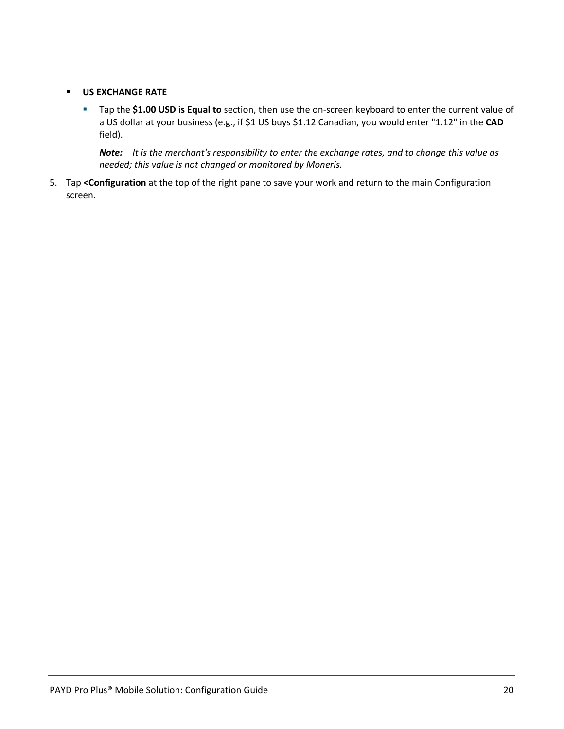- **US EXCHANGE RATE**
  - Tap the **$1.00 USD is Equal to** section, then use the on-screen keyboard to enter the current value of a US dollar at your business (e.g., if $1 US buys $1.12 Canadian, you would enter "1.12" in the **CAD** field).

    ***Note:*** *It is the merchant's responsibility to enter the exchange rates, and to change this value as needed; this value is not changed or monitored by Moneris.*

5. Tap **<Configuration** at the top of the right pane to save your work and return to the main Configuration screen.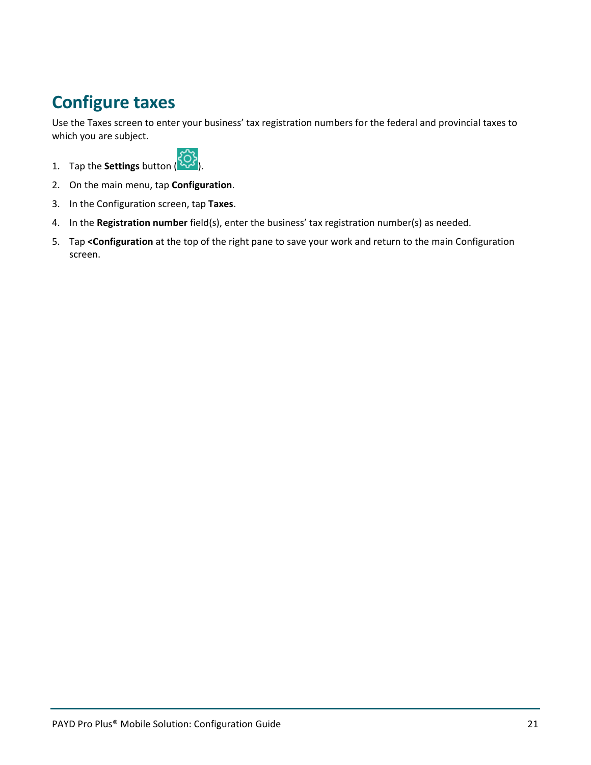# Configure taxes

Use the Taxes screen to enter your business' tax registration numbers for the federal and provincial taxes to which you are subject.

1. Tap the **Settings** button ( ).
2. On the main menu, tap **Configuration**.
3. In the Configuration screen, tap **Taxes**.
4. In the **Registration number** field(s), enter the business' tax registration number(s) as needed.
5. Tap **<Configuration** at the top of the right pane to save your work and return to the main Configuration screen.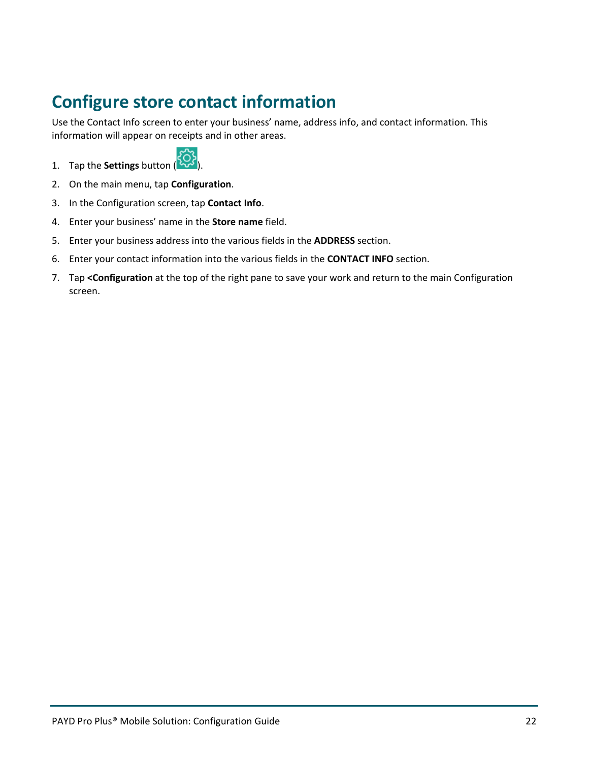# Configure store contact information

Use the Contact Info screen to enter your business' name, address info, and contact information. This information will appear on receipts and in other areas.

1. Tap the **Settings** button ( ).
2. On the main menu, tap **Configuration**.
3. In the Configuration screen, tap **Contact Info**.
4. Enter your business' name in the **Store name** field.
5. Enter your business address into the various fields in the **ADDRESS** section.
6. Enter your contact information into the various fields in the **CONTACT INFO** section.
7. Tap **<Configuration** at the top of the right pane to save your work and return to the main Configuration screen.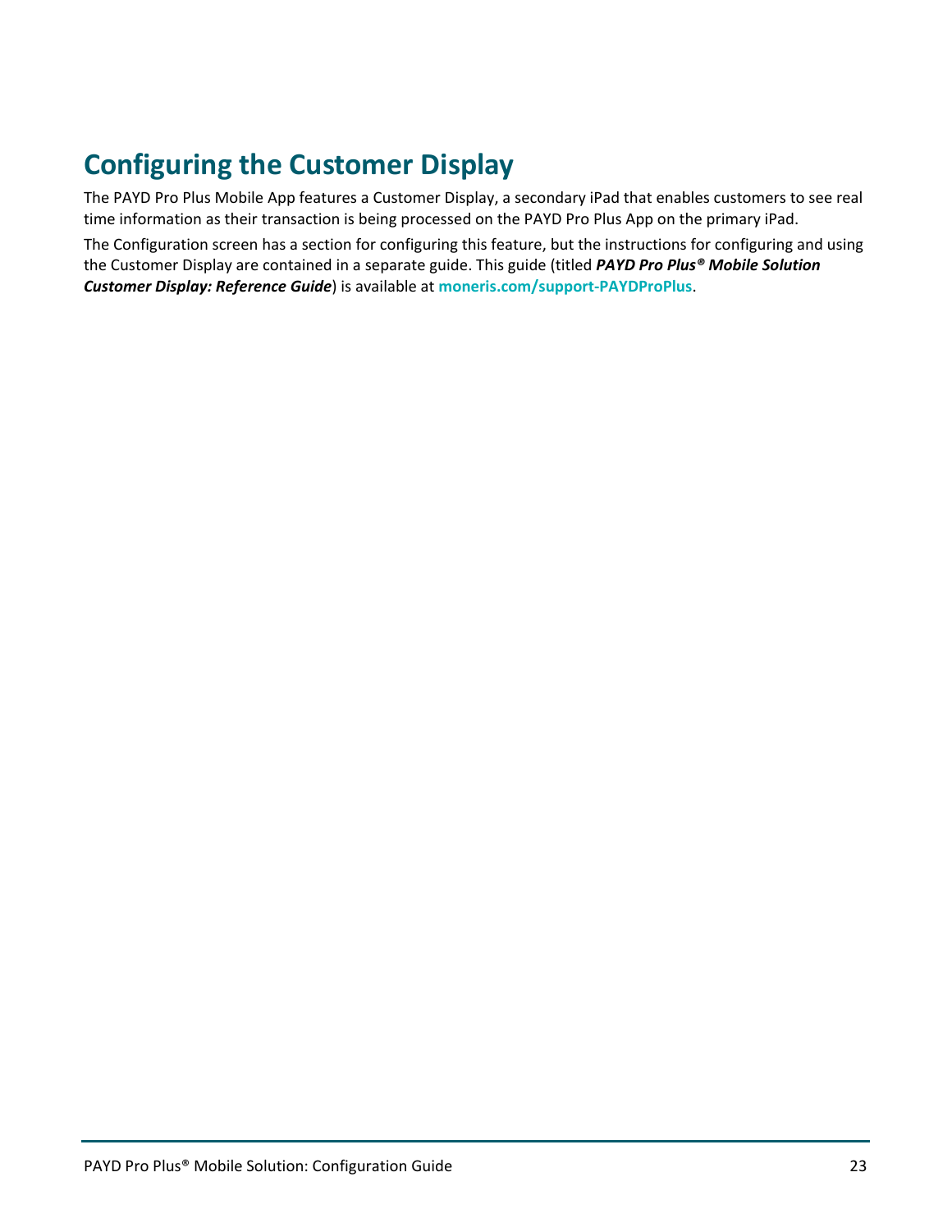# Configuring the Customer Display

The PAYD Pro Plus Mobile App features a Customer Display, a secondary iPad that enables customers to see real time information as their transaction is being processed on the PAYD Pro Plus App on the primary iPad.

The Configuration screen has a section for configuring this feature, but the instructions for configuring and using the Customer Display are contained in a separate guide. This guide (titled ***PAYD Pro Plus® Mobile Solution Customer Display: Reference Guide***) is available at **moneris.com/support-PAYDProPlus**.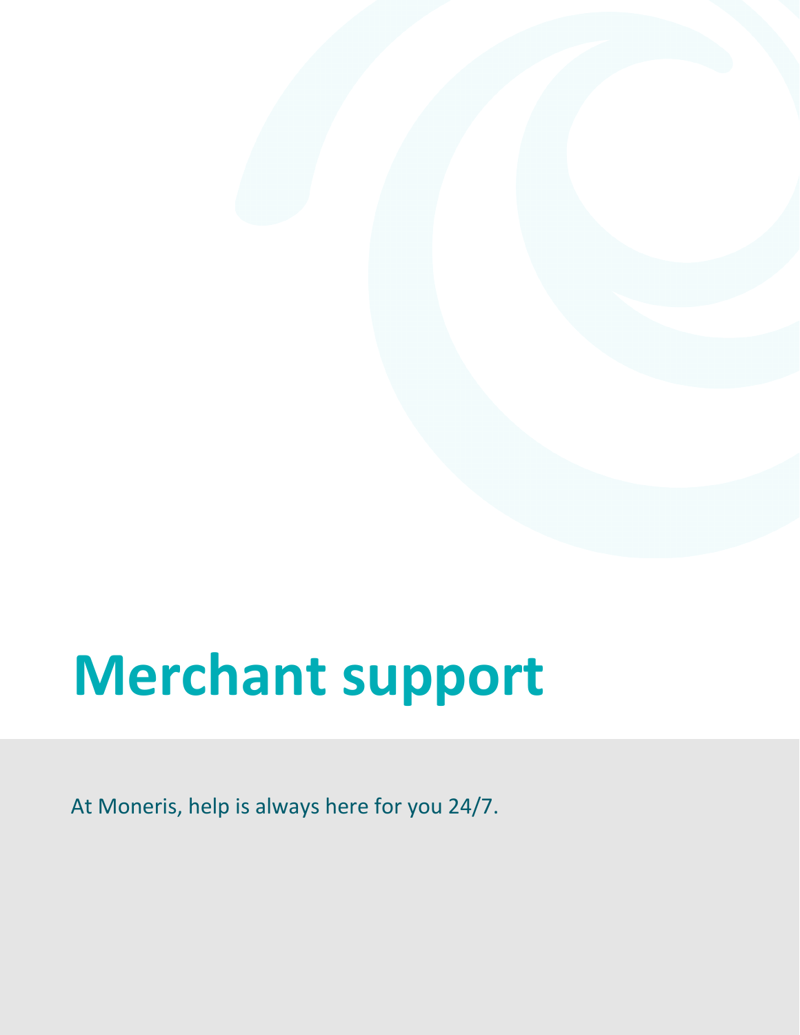# Merchant support

At Moneris, help is always here for you 24/7.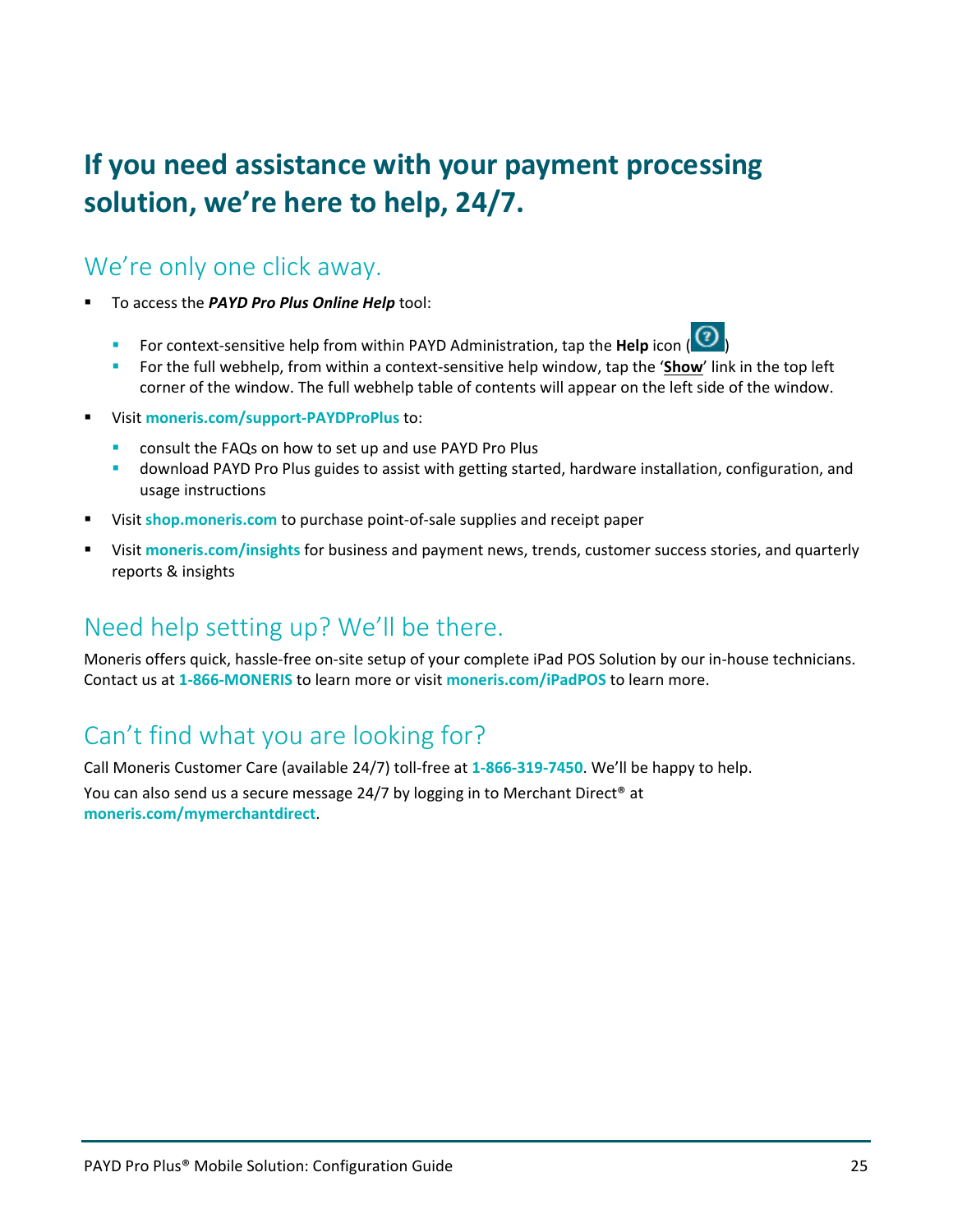# If you need assistance with your payment processing solution, we're here to help, 24/7.

## We're only one click away.

- To access the ***PAYD Pro Plus Online Help*** tool:
  - For context-sensitive help from within PAYD Administration, tap the **Help** icon ( )
  - For the full webhelp, from within a context-sensitive help window, tap the '**Show**' link in the top left corner of the window. The full webhelp table of contents will appear on the left side of the window.
- Visit **moneris.com/support-PAYDProPlus** to:
  - consult the FAQs on how to set up and use PAYD Pro Plus
  - download PAYD Pro Plus guides to assist with getting started, hardware installation, configuration, and usage instructions
- Visit **shop.moneris.com** to purchase point-of-sale supplies and receipt paper
- Visit **moneris.com/insights** for business and payment news, trends, customer success stories, and quarterly reports & insights

## Need help setting up? We'll be there.

Moneris offers quick, hassle-free on-site setup of your complete iPad POS Solution by our in-house technicians. Contact us at **1-866-MONERIS** to learn more or visit **moneris.com/iPadPOS** to learn more.

## Can't find what you are looking for?

Call Moneris Customer Care (available 24/7) toll-free at **1-866-319-7450**. We'll be happy to help.

You can also send us a secure message 24/7 by logging in to Merchant Direct® at **moneris.com/mymerchantdirect**.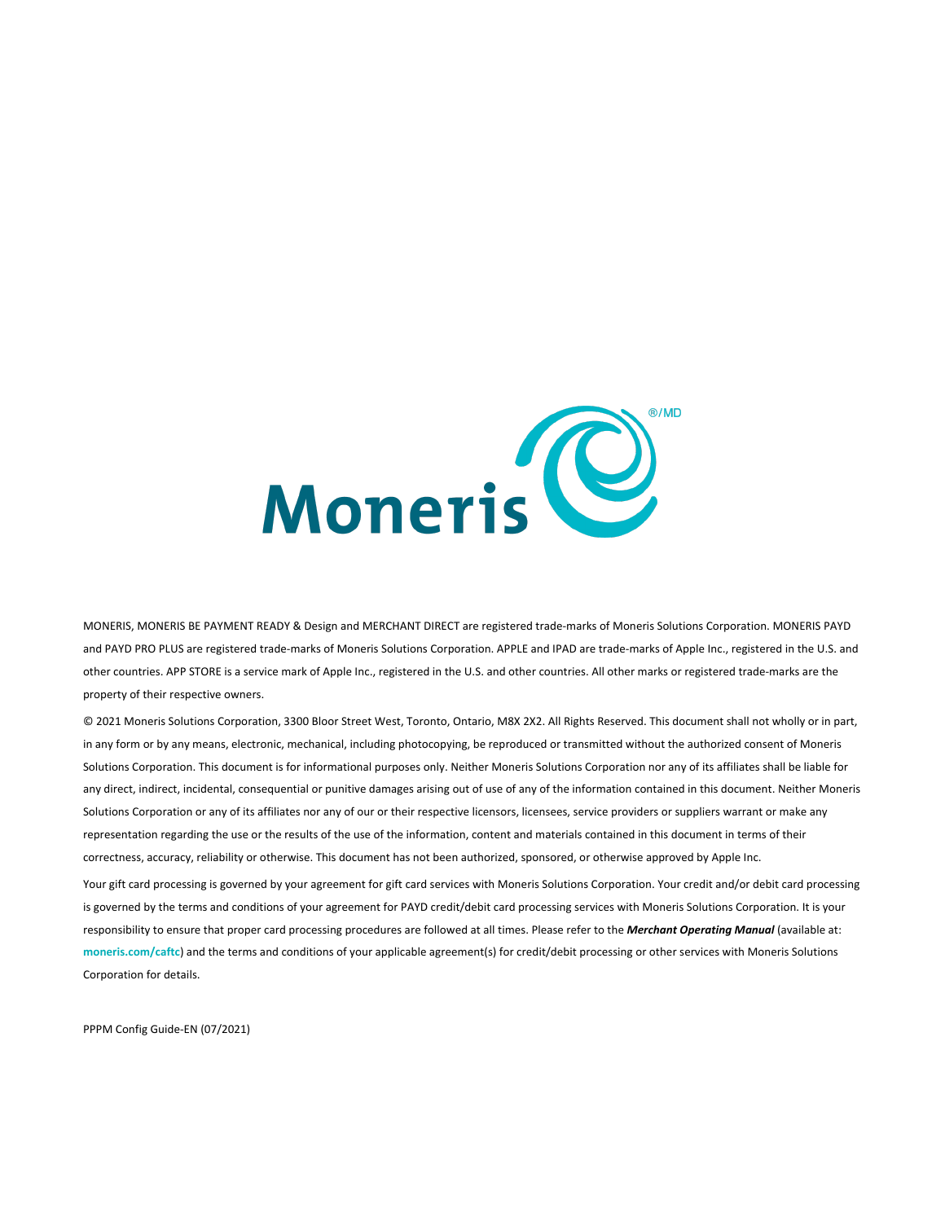MONERIS, MONERIS BE PAYMENT READY & Design and MERCHANT DIRECT are registered trade-marks of Moneris Solutions Corporation. MONERIS PAYD and PAYD PRO PLUS are registered trade-marks of Moneris Solutions Corporation. APPLE and IPAD are trade-marks of Apple Inc., registered in the U.S. and other countries. APP STORE is a service mark of Apple Inc., registered in the U.S. and other countries. All other marks or registered trade-marks are the property of their respective owners.

© 2021 Moneris Solutions Corporation, 3300 Bloor Street West, Toronto, Ontario, M8X 2X2. All Rights Reserved. This document shall not wholly or in part, in any form or by any means, electronic, mechanical, including photocopying, be reproduced or transmitted without the authorized consent of Moneris Solutions Corporation. This document is for informational purposes only. Neither Moneris Solutions Corporation nor any of its affiliates shall be liable for any direct, indirect, incidental, consequential or punitive damages arising out of use of any of the information contained in this document. Neither Moneris Solutions Corporation or any of its affiliates nor any of our or their respective licensors, licensees, service providers or suppliers warrant or make any representation regarding the use or the results of the use of the information, content and materials contained in this document in terms of their correctness, accuracy, reliability or otherwise. This document has not been authorized, sponsored, or otherwise approved by Apple Inc.

Your gift card processing is governed by your agreement for gift card services with Moneris Solutions Corporation. Your credit and/or debit card processing is governed by the terms and conditions of your agreement for PAYD credit/debit card processing services with Moneris Solutions Corporation. It is your responsibility to ensure that proper card processing procedures are followed at all times. Please refer to the ***Merchant Operating Manual*** (available at: **moneris.com/caftc**) and the terms and conditions of your applicable agreement(s) for credit/debit processing or other services with Moneris Solutions Corporation for details.

PPPM Config Guide-EN (07/2021)